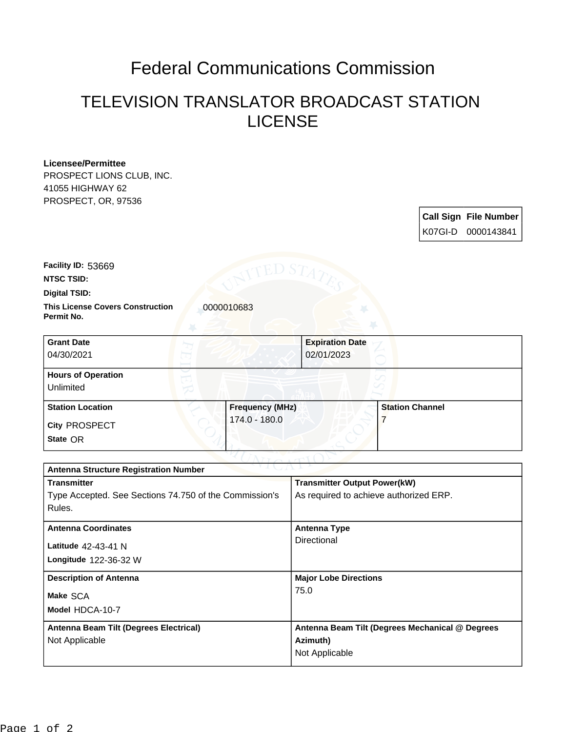# Federal Communications Commission

## TELEVISION TRANSLATOR BROADCAST STATION LICENSE

**Licensee/Permittee**
PROSPECT LIONS CLUB, INC.
41055 HIGHWAY 62
PROSPECT, OR, 97536

| Call Sign | File Number |
|---|---|
| K07GI-D | 0000143841 |

**Facility ID:** 53669

**NTSC TSID:**

**Digital TSID:**

**This License Covers Construction Permit No.** 0000010683

| Grant Date | Expiration Date |
|---|---|
| 04/30/2021 | 02/01/2023 |

**Hours of Operation**
Unlimited

| Station Location | Frequency (MHz) | Station Channel |
|---|---|---|
| City PROSPECT<br>State OR | 174.0 - 180.0 | 7 |

**Antenna Structure Registration Number**

| Transmitter | Transmitter Output Power(kW) |
|---|---|
| Type Accepted. See Sections 74.750 of the Commission's Rules. | As required to achieve authorized ERP. |

| Antenna Coordinates | Antenna Type |
|---|---|
| Latitude 42-43-41 N<br>Longitude 122-36-32 W | Directional |

| Description of Antenna | Major Lobe Directions |
|---|---|
| Make SCA<br>Model HDCA-10-7 | 75.0 |

| Antenna Beam Tilt (Degrees Electrical) | Antenna Beam Tilt (Degrees Mechanical @ Degrees Azimuth) |
|---|---|
| Not Applicable | Not Applicable |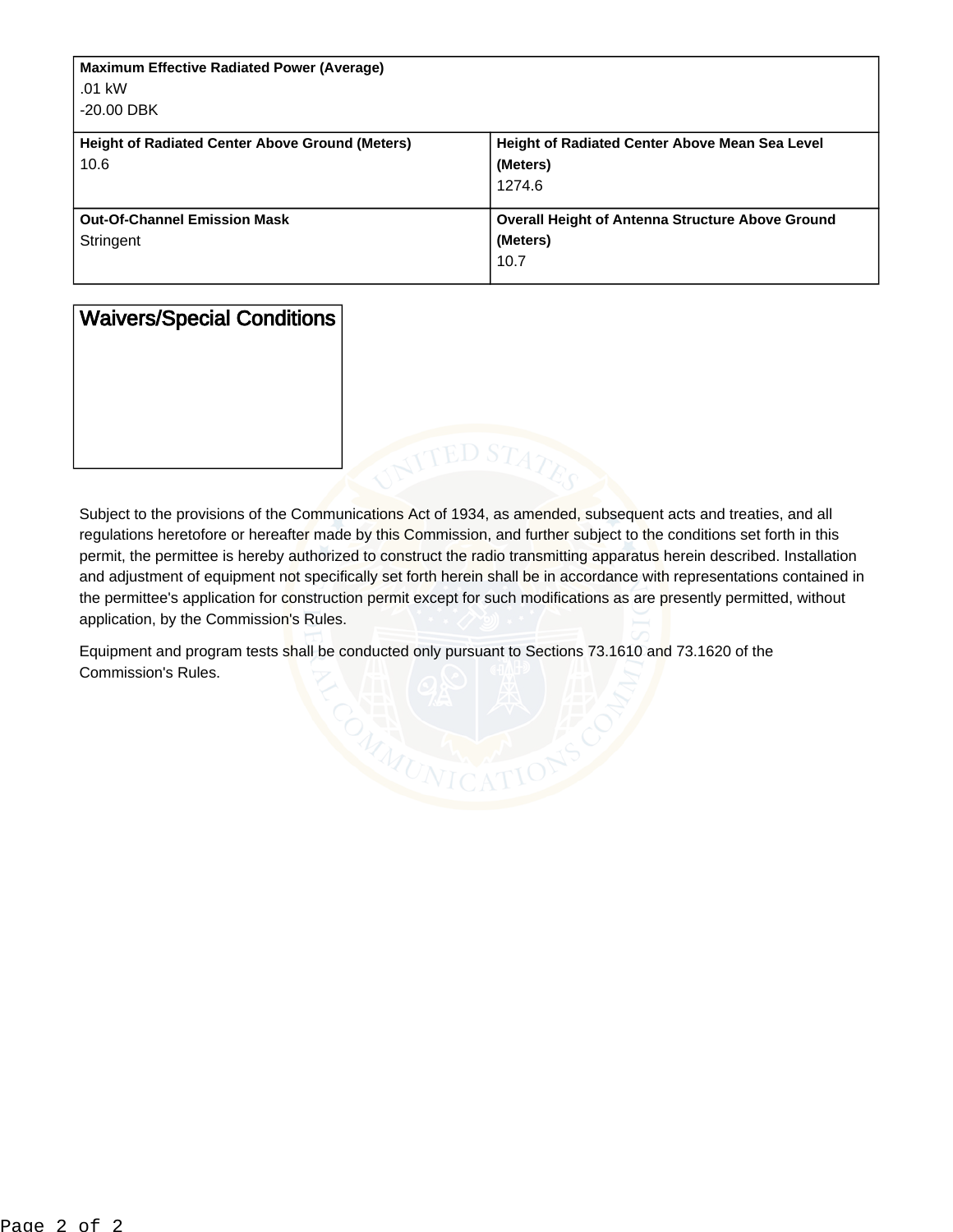| | |
|---|---|
| **Maximum Effective Radiated Power (Average)**<br>.01 kW<br>-20.00 DBK | |
| **Height of Radiated Center Above Ground (Meters)**<br>10.6 | **Height of Radiated Center Above Mean Sea Level (Meters)**<br>1274.6 |
| **Out-Of-Channel Emission Mask**<br>Stringent | **Overall Height of Antenna Structure Above Ground (Meters)**<br>10.7 |

## Waivers/Special Conditions

Subject to the provisions of the Communications Act of 1934, as amended, subsequent acts and treaties, and all regulations heretofore or hereafter made by this Commission, and further subject to the conditions set forth in this permit, the permittee is hereby authorized to construct the radio transmitting apparatus herein described. Installation and adjustment of equipment not specifically set forth herein shall be in accordance with representations contained in the permittee's application for construction permit except for such modifications as are presently permitted, without application, by the Commission's Rules.

Equipment and program tests shall be conducted only pursuant to Sections 73.1610 and 73.1620 of the Commission's Rules.